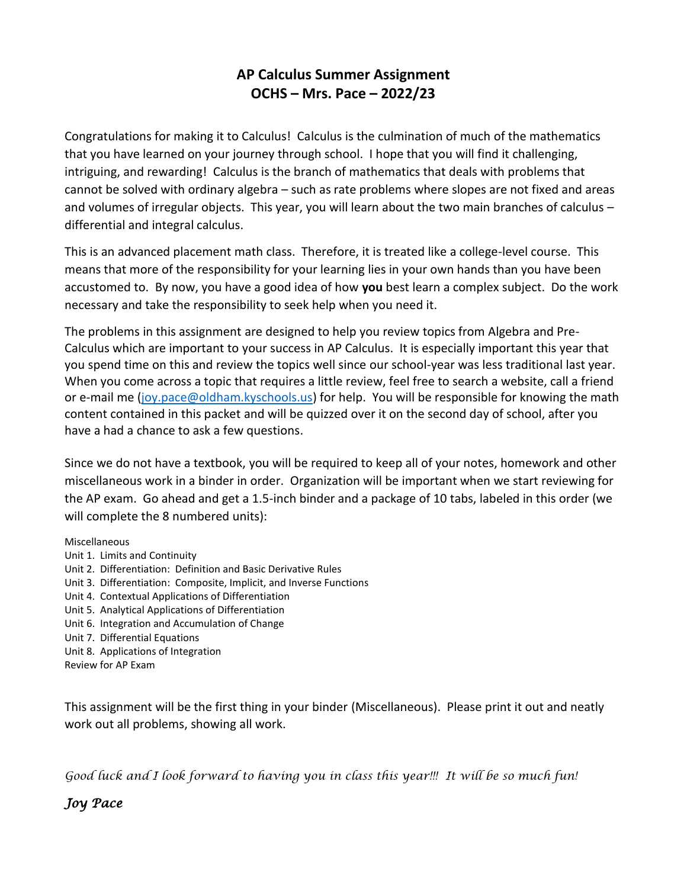# AP Calculus Summer Assignment
## OCHS – Mrs. Pace – 2022/23

Congratulations for making it to Calculus! Calculus is the culmination of much of the mathematics that you have learned on your journey through school. I hope that you will find it challenging, intriguing, and rewarding! Calculus is the branch of mathematics that deals with problems that cannot be solved with ordinary algebra – such as rate problems where slopes are not fixed and areas and volumes of irregular objects. This year, you will learn about the two main branches of calculus – differential and integral calculus.

This is an advanced placement math class. Therefore, it is treated like a college-level course. This means that more of the responsibility for your learning lies in your own hands than you have been accustomed to. By now, you have a good idea of how **you** best learn a complex subject. Do the work necessary and take the responsibility to seek help when you need it.

The problems in this assignment are designed to help you review topics from Algebra and Pre-Calculus which are important to your success in AP Calculus. It is especially important this year that you spend time on this and review the topics well since our school-year was less traditional last year. When you come across a topic that requires a little review, feel free to search a website, call a friend or e-mail me (joy.pace@oldham.kyschools.us) for help. You will be responsible for knowing the math content contained in this packet and will be quizzed over it on the second day of school, after you have a had a chance to ask a few questions.

Since we do not have a textbook, you will be required to keep all of your notes, homework and other miscellaneous work in a binder in order. Organization will be important when we start reviewing for the AP exam. Go ahead and get a 1.5-inch binder and a package of 10 tabs, labeled in this order (we will complete the 8 numbered units):

Miscellaneous
Unit 1. Limits and Continuity
Unit 2. Differentiation: Definition and Basic Derivative Rules
Unit 3. Differentiation: Composite, Implicit, and Inverse Functions
Unit 4. Contextual Applications of Differentiation
Unit 5. Analytical Applications of Differentiation
Unit 6. Integration and Accumulation of Change
Unit 7. Differential Equations
Unit 8. Applications of Integration
Review for AP Exam

This assignment will be the first thing in your binder (Miscellaneous). Please print it out and neatly work out all problems, showing all work.

*Good luck and I look forward to having you in class this year!!! It will be so much fun!*

***Joy Pace***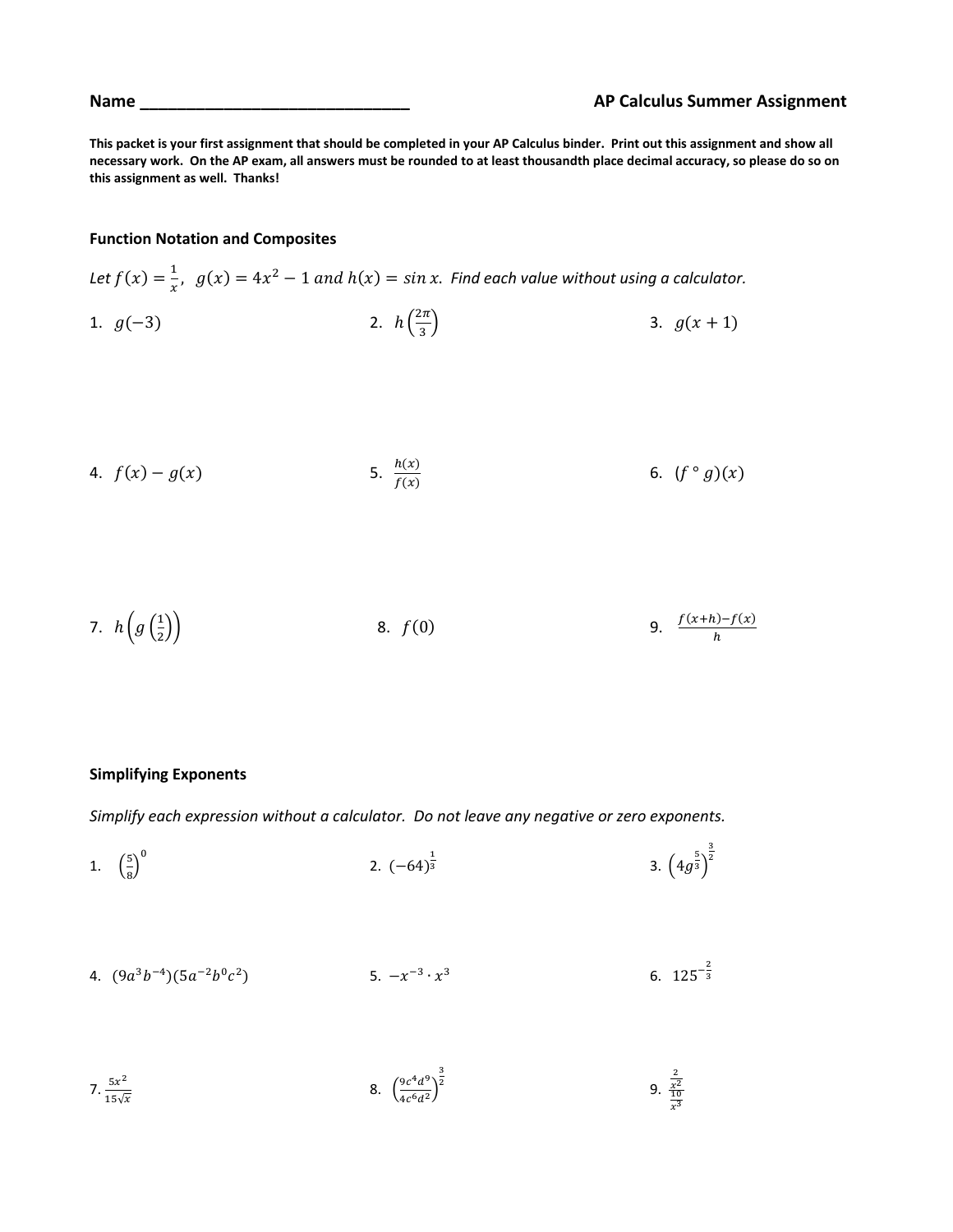**Name ______________________________** **AP Calculus Summer Assignment**

**This packet is your first assignment that should be completed in your AP Calculus binder. Print out this assignment and show all necessary work. On the AP exam, all answers must be rounded to at least thousandth place decimal accuracy, so please do so on this assignment as well. Thanks!**

### Function Notation and Composites

*Let $f(x) = \frac{1}{x}$, $g(x) = 4x^2 - 1$ and $h(x) = \sin x$. Find each value without using a calculator.*

1. $g(-3)$
2. $h\left(\frac{2\pi}{3}\right)$
3. $g(x+1)$
4. $f(x) - g(x)$
5. $\frac{h(x)}{f(x)}$
6. $(f \circ g)(x)$
7. $h\left(g\left(\frac{1}{2}\right)\right)$
8. $f(0)$
9. $\frac{f(x+h)-f(x)}{h}$

### Simplifying Exponents

*Simplify each expression without a calculator. Do not leave any negative or zero exponents.*

1. $\left(\frac{5}{8}\right)^0$
2. $(-64)^{\frac{1}{3}}$
3. $\left(4g^{\frac{5}{3}}\right)^{\frac{3}{2}}$
4. $(9a^3b^{-4})(5a^{-2}b^0c^2)$
5. $-x^{-3} \cdot x^3$
6. $125^{-\frac{2}{3}}$
7. $\frac{5x^2}{15\sqrt{x}}$
8. $\left(\frac{9c^4d^9}{4c^6d^2}\right)^{\frac{3}{2}}$
9. $\frac{\frac{2}{x^2}}{\frac{10}{x^3}}$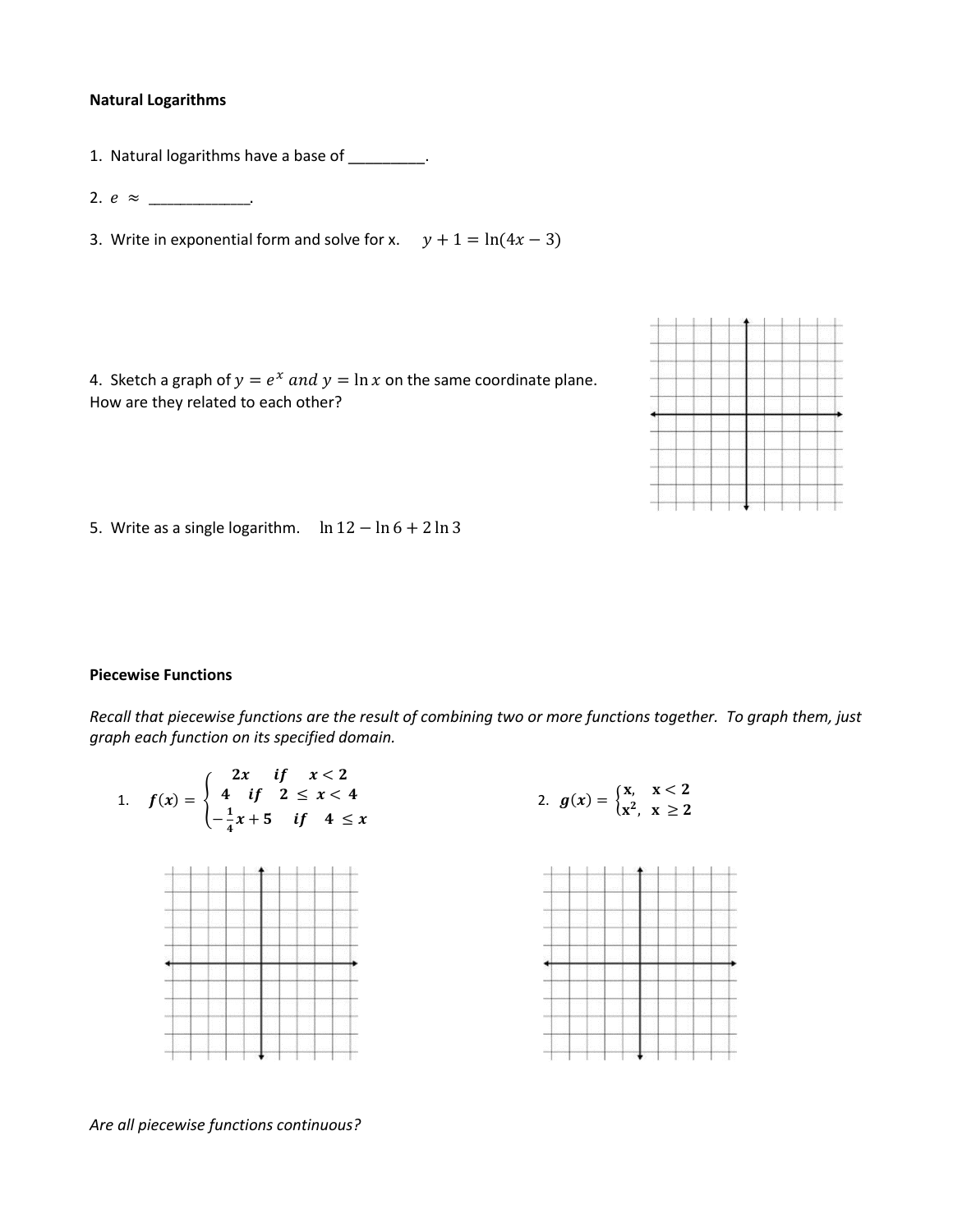**Natural Logarithms**

1. Natural logarithms have a base of _________.

2. $e \approx$ ____________.

3. Write in exponential form and solve for x. $y + 1 = \ln(4x - 3)$

4. Sketch a graph of $y = e^x \text{ and } y = \ln x$ on the same coordinate plane. How are they related to each other?

5. Write as a single logarithm. $\ln 12 - \ln 6 + 2 \ln 3$

**Piecewise Functions**

*Recall that piecewise functions are the result of combining two or more functions together. To graph them, just graph each function on its specified domain.*

1. $f(x) = \begin{cases} 2x & \text{if } \quad x < 2 \\ 4 & \text{if } \quad 2 \leq x < 4 \\ -\frac{1}{4}x + 5 & \text{if } \quad 4 \leq x \end{cases}$

2. $g(x) = \begin{cases} x, & x < 2 \\ x^2, & x \geq 2 \end{cases}$

*Are all piecewise functions continuous?*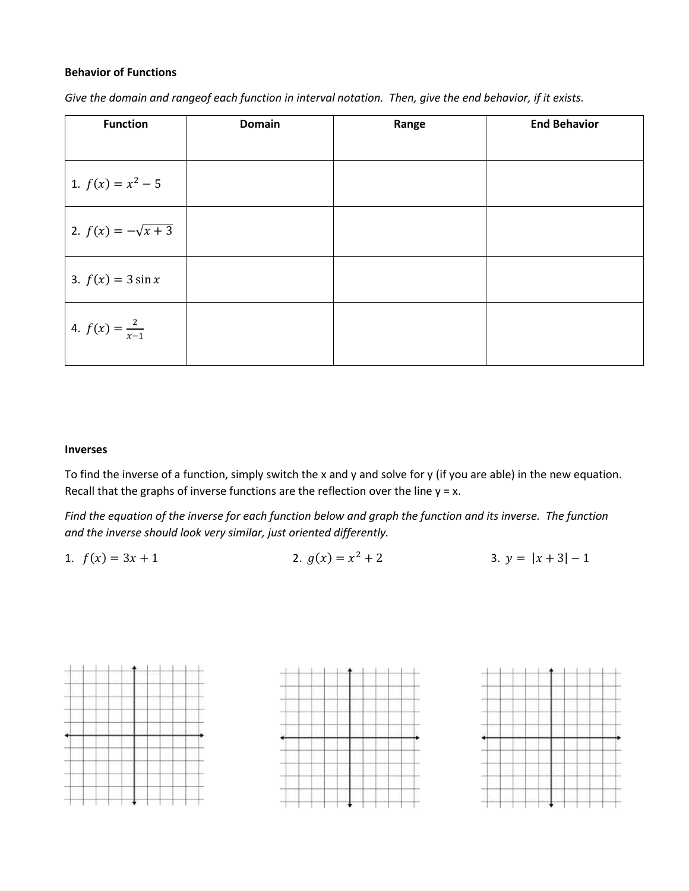**Behavior of Functions**

*Give the domain and rangeof each function in interval notation. Then, give the end behavior, if it exists.*

| Function | Domain | Range | End Behavior |
|---|---|---|---|
| 1. $f(x) = x^2 - 5$ | | | |
| 2. $f(x) = -\sqrt{x+3}$ | | | |
| 3. $f(x) = 3\sin x$ | | | |
| 4. $f(x) = \frac{2}{x-1}$ | | | |

**Inverses**

To find the inverse of a function, simply switch the x and y and solve for y (if you are able) in the new equation. Recall that the graphs of inverse functions are the reflection over the line y = x.

*Find the equation of the inverse for each function below and graph the function and its inverse. The function and the inverse should look very similar, just oriented differently.*

1. $f(x) = 3x + 1$
2. $g(x) = x^2 + 2$
3. $y = |x + 3| - 1$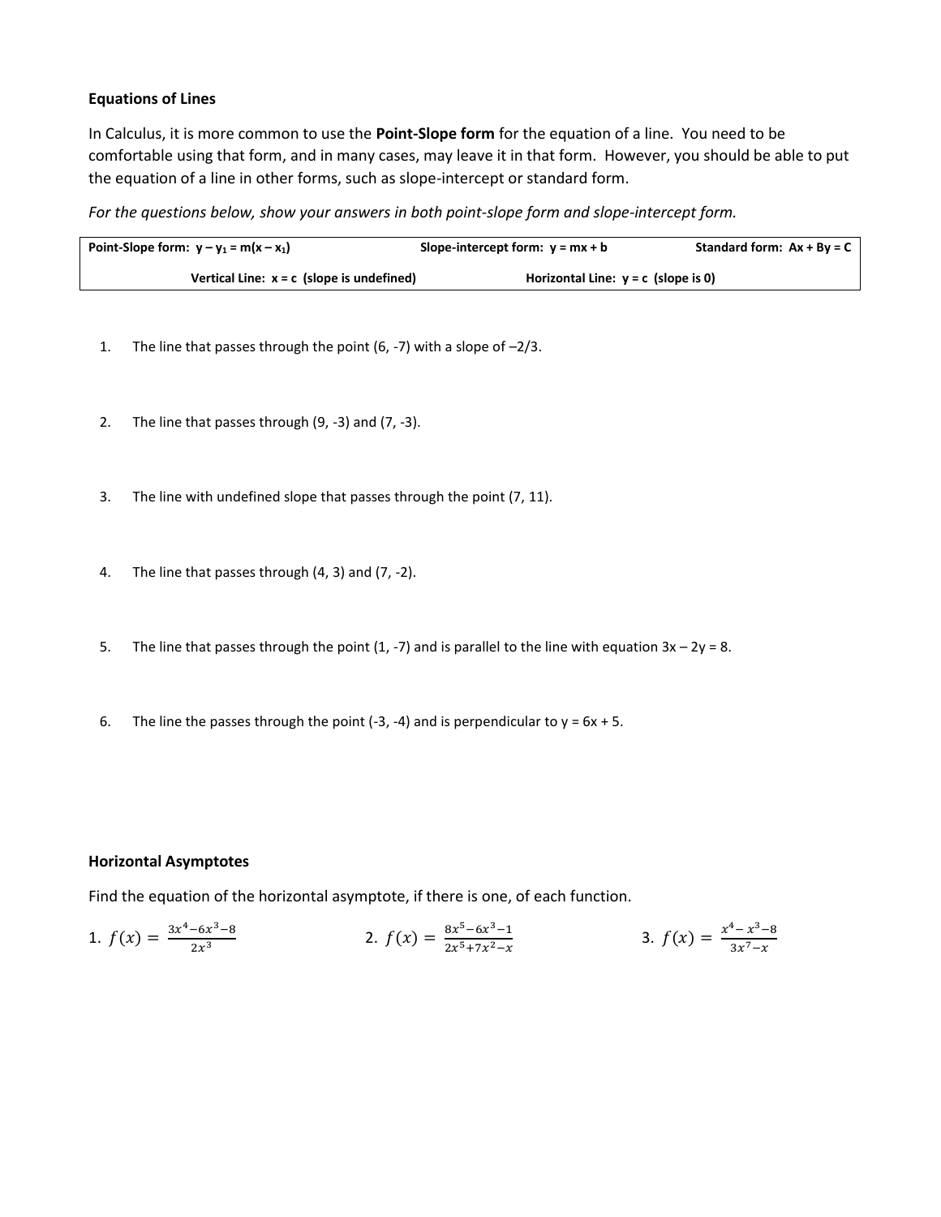### Equations of Lines

In Calculus, it is more common to use the **Point-Slope form** for the equation of a line. You need to be comfortable using that form, and in many cases, may leave it in that form. However, you should be able to put the equation of a line in other forms, such as slope-intercept or standard form.

*For the questions below, show your answers in both point-slope form and slope-intercept form.*

| **Point-Slope form: $y - y_1 = m(x - x_1)$** | **Slope-intercept form: $y = mx + b$** | **Standard form: $Ax + By = C$** |
|---|---|---|
| **Vertical Line: $x = c$ (slope is undefined)** | **Horizontal Line: $y = c$ (slope is 0)** | |

1. The line that passes through the point (6, -7) with a slope of –2/3.

2. The line that passes through (9, -3) and (7, -3).

3. The line with undefined slope that passes through the point (7, 11).

4. The line that passes through (4, 3) and (7, -2).

5. The line that passes through the point (1, -7) and is parallel to the line with equation 3x – 2y = 8.

6. The line the passes through the point (-3, -4) and is perpendicular to y = 6x + 5.

### Horizontal Asymptotes

Find the equation of the horizontal asymptote, if there is one, of each function.

1. $f(x) = \frac{3x^4 - 6x^3 - 8}{2x^3}$

2. $f(x) = \frac{8x^5 - 6x^3 - 1}{2x^5 + 7x^2 - x}$

3. $f(x) = \frac{x^4 - x^3 - 8}{3x^7 - x}$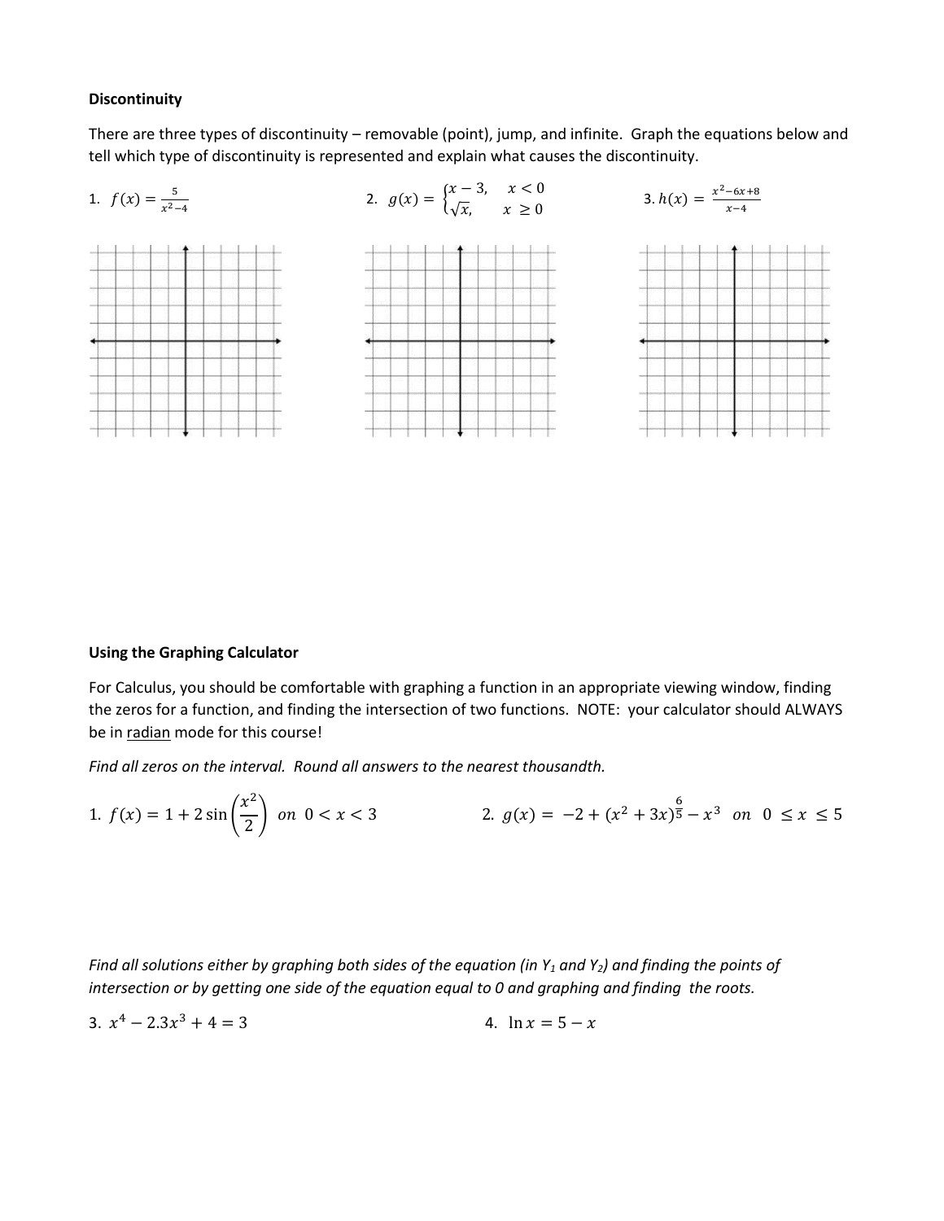**Discontinuity**

There are three types of discontinuity – removable (point), jump, and infinite. Graph the equations below and tell which type of discontinuity is represented and explain what causes the discontinuity.

1. $f(x) = \frac{5}{x^2-4}$

2. $g(x) = \begin{cases} x-3, & x < 0 \\ \sqrt{x}, & x \geq 0 \end{cases}$

3. $h(x) = \frac{x^2-6x+8}{x-4}$

**Using the Graphing Calculator**

For Calculus, you should be comfortable with graphing a function in an appropriate viewing window, finding the zeros for a function, and finding the intersection of two functions. NOTE: your calculator should ALWAYS be in radian mode for this course!

*Find all zeros on the interval. Round all answers to the nearest thousandth.*

1. $f(x) = 1 + 2\sin\left(\frac{x^2}{2}\right)$ *on* $0 < x < 3$

2. $g(x) = -2 + (x^2 + 3x)^{\frac{6}{5}} - x^3$ *on* $0 \leq x \leq 5$

*Find all solutions either by graphing both sides of the equation (in $Y_1$ and $Y_2$) and finding the points of intersection or by getting one side of the equation equal to 0 and graphing and finding the roots.*

3. $x^4 - 2.3x^3 + 4 = 3$

4. $\ln x = 5 - x$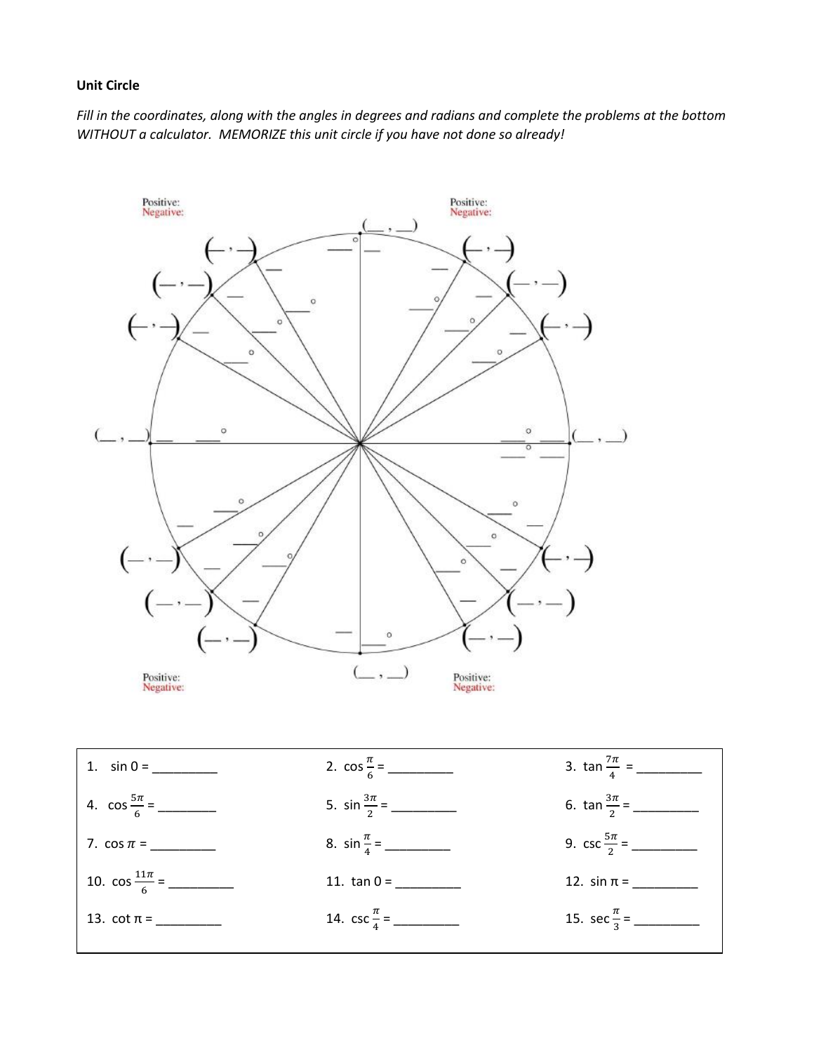**Unit Circle**

*Fill in the coordinates, along with the angles in degrees and radians and complete the problems at the bottom WITHOUT a calculator. MEMORIZE this unit circle if you have not done so already!*

Positive:
Negative:

Positive:
Negative:

Positive:
Negative:

Positive:
Negative:

| | | |
|---|---|---|
| 1. sin 0 = _________ | 2. $\cos\frac{\pi}{6}$ = _________ | 3. $\tan\frac{7\pi}{4}$ = _________ |
| 4. $\cos\frac{5\pi}{6}$ = ________ | 5. $\sin\frac{3\pi}{2}$ = _________ | 6. $\tan\frac{3\pi}{2}$ = _________ |
| 7. $\cos\pi$ = _________ | 8. $\sin\frac{\pi}{4}$ = _________ | 9. $\csc\frac{5\pi}{2}$ = _________ |
| 10. $\cos\frac{11\pi}{6}$ = _________ | 11. tan 0 = _________ | 12. sin π = _________ |
| 13. cot π = _________ | 14. $\csc\frac{\pi}{4}$ = _________ | 15. $\sec\frac{\pi}{3}$ = _________ |